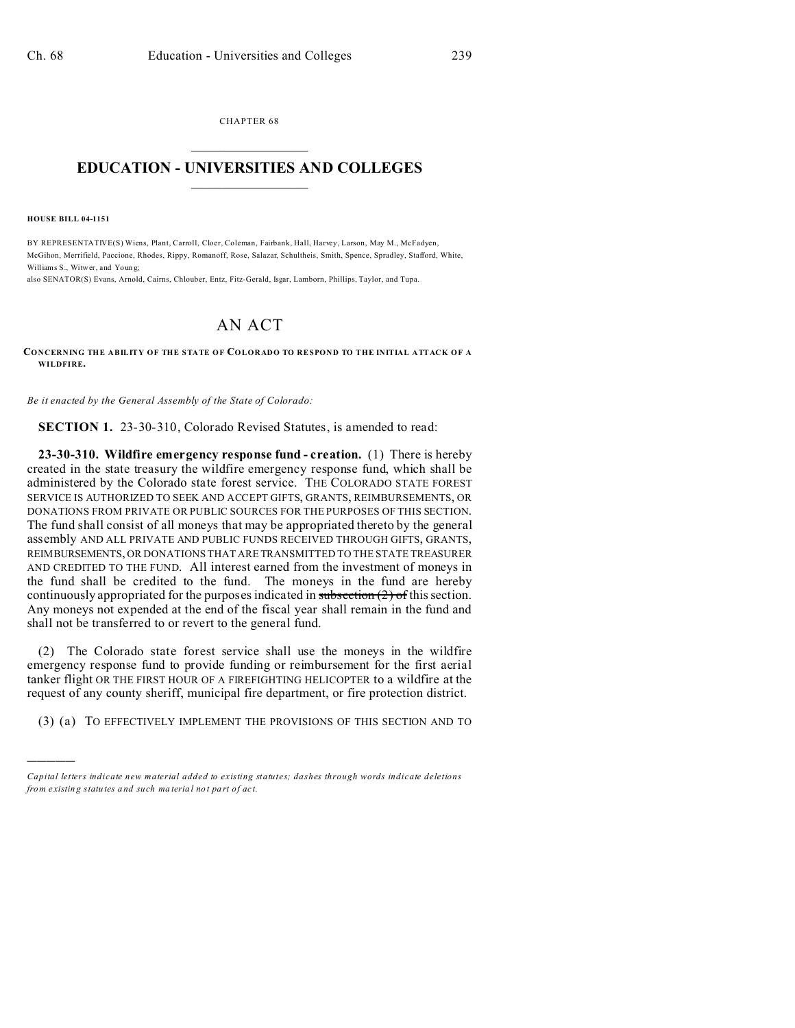CHAPTER 68

# EDUCATION - UNIVERSITIES AND COLLEGES

**HOUSE BILL 04-1151**

BY REPRESENTATIVE(S) Wiens, Plant, Carroll, Cloer, Coleman, Fairbank, Hall, Harvey, Larson, May M., McFadyen, McGihon, Merrifield, Paccione, Rhodes, Rippy, Romanoff, Rose, Salazar, Schultheis, Smith, Spence, Spradley, Stafford, White, Williams S., Witwer, and Young;
also SENATOR(S) Evans, Arnold, Cairns, Chlouber, Entz, Fitz-Gerald, Isgar, Lamborn, Phillips, Taylor, and Tupa.

# AN ACT

**CONCERNING THE ABILITY OF THE STATE OF COLORADO TO RESPOND TO THE INITIAL ATTACK OF A WILDFIRE.**

*Be it enacted by the General Assembly of the State of Colorado:*

**SECTION 1.** 23-30-310, Colorado Revised Statutes, is amended to read:

**23-30-310. Wildfire emergency response fund - creation.** (1) There is hereby created in the state treasury the wildfire emergency response fund, which shall be administered by the Colorado state forest service. THE COLORADO STATE FOREST SERVICE IS AUTHORIZED TO SEEK AND ACCEPT GIFTS, GRANTS, REIMBURSEMENTS, OR DONATIONS FROM PRIVATE OR PUBLIC SOURCES FOR THE PURPOSES OF THIS SECTION. The fund shall consist of all moneys that may be appropriated thereto by the general assembly AND ALL PRIVATE AND PUBLIC FUNDS RECEIVED THROUGH GIFTS, GRANTS, REIMBURSEMENTS, OR DONATIONS THAT ARE TRANSMITTED TO THE STATE TREASURER AND CREDITED TO THE FUND. All interest earned from the investment of moneys in the fund shall be credited to the fund. The moneys in the fund are hereby continuously appropriated for the purposes indicated in ~~subsection (2) of~~ this section. Any moneys not expended at the end of the fiscal year shall remain in the fund and shall not be transferred to or revert to the general fund.

(2) The Colorado state forest service shall use the moneys in the wildfire emergency response fund to provide funding or reimbursement for the first aerial tanker flight OR THE FIRST HOUR OF A FIREFIGHTING HELICOPTER to a wildfire at the request of any county sheriff, municipal fire department, or fire protection district.

(3) (a) TO EFFECTIVELY IMPLEMENT THE PROVISIONS OF THIS SECTION AND TO

*Capital letters indicate new material added to existing statutes; dashes through words indicate deletions from existing statutes and such material not part of act.*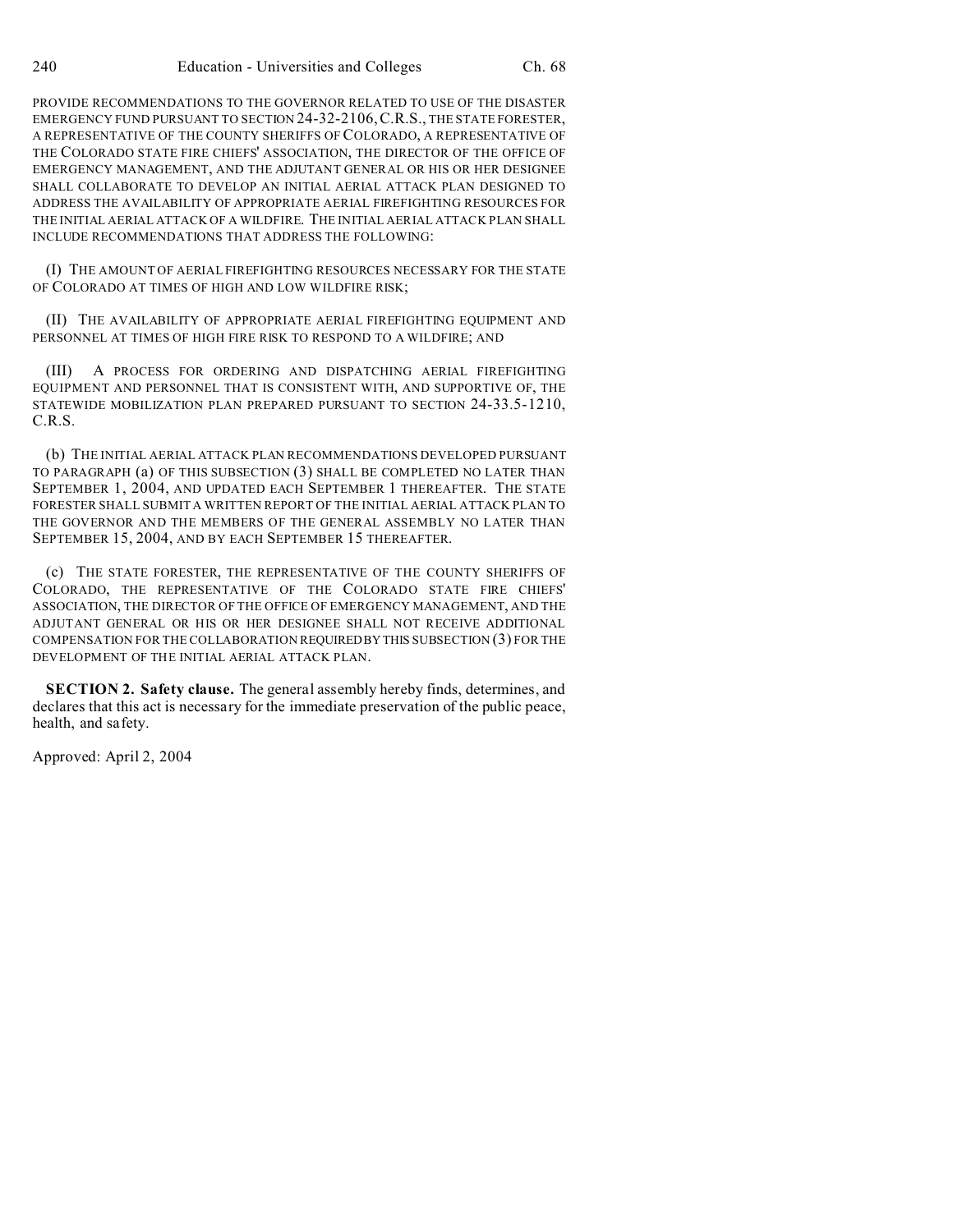PROVIDE RECOMMENDATIONS TO THE GOVERNOR RELATED TO USE OF THE DISASTER EMERGENCY FUND PURSUANT TO SECTION 24-32-2106, C.R.S., THE STATE FORESTER, A REPRESENTATIVE OF THE COUNTY SHERIFFS OF COLORADO, A REPRESENTATIVE OF THE COLORADO STATE FIRE CHIEFS' ASSOCIATION, THE DIRECTOR OF THE OFFICE OF EMERGENCY MANAGEMENT, AND THE ADJUTANT GENERAL OR HIS OR HER DESIGNEE SHALL COLLABORATE TO DEVELOP AN INITIAL AERIAL ATTACK PLAN DESIGNED TO ADDRESS THE AVAILABILITY OF APPROPRIATE AERIAL FIREFIGHTING RESOURCES FOR THE INITIAL AERIAL ATTACK OF A WILDFIRE. THE INITIAL AERIAL ATTACK PLAN SHALL INCLUDE RECOMMENDATIONS THAT ADDRESS THE FOLLOWING:

(I) THE AMOUNT OF AERIAL FIREFIGHTING RESOURCES NECESSARY FOR THE STATE OF COLORADO AT TIMES OF HIGH AND LOW WILDFIRE RISK;

(II) THE AVAILABILITY OF APPROPRIATE AERIAL FIREFIGHTING EQUIPMENT AND PERSONNEL AT TIMES OF HIGH FIRE RISK TO RESPOND TO A WILDFIRE; AND

(III) A PROCESS FOR ORDERING AND DISPATCHING AERIAL FIREFIGHTING EQUIPMENT AND PERSONNEL THAT IS CONSISTENT WITH, AND SUPPORTIVE OF, THE STATEWIDE MOBILIZATION PLAN PREPARED PURSUANT TO SECTION 24-33.5-1210, C.R.S.

(b) THE INITIAL AERIAL ATTACK PLAN RECOMMENDATIONS DEVELOPED PURSUANT TO PARAGRAPH (a) OF THIS SUBSECTION (3) SHALL BE COMPLETED NO LATER THAN SEPTEMBER 1, 2004, AND UPDATED EACH SEPTEMBER 1 THEREAFTER. THE STATE FORESTER SHALL SUBMIT A WRITTEN REPORT OF THE INITIAL AERIAL ATTACK PLAN TO THE GOVERNOR AND THE MEMBERS OF THE GENERAL ASSEMBLY NO LATER THAN SEPTEMBER 15, 2004, AND BY EACH SEPTEMBER 15 THEREAFTER.

(c) THE STATE FORESTER, THE REPRESENTATIVE OF THE COUNTY SHERIFFS OF COLORADO, THE REPRESENTATIVE OF THE COLORADO STATE FIRE CHIEFS' ASSOCIATION, THE DIRECTOR OF THE OFFICE OF EMERGENCY MANAGEMENT, AND THE ADJUTANT GENERAL OR HIS OR HER DESIGNEE SHALL NOT RECEIVE ADDITIONAL COMPENSATION FOR THE COLLABORATION REQUIRED BY THIS SUBSECTION (3) FOR THE DEVELOPMENT OF THE INITIAL AERIAL ATTACK PLAN.

**SECTION 2. Safety clause.** The general assembly hereby finds, determines, and declares that this act is necessary for the immediate preservation of the public peace, health, and safety.

Approved: April 2, 2004